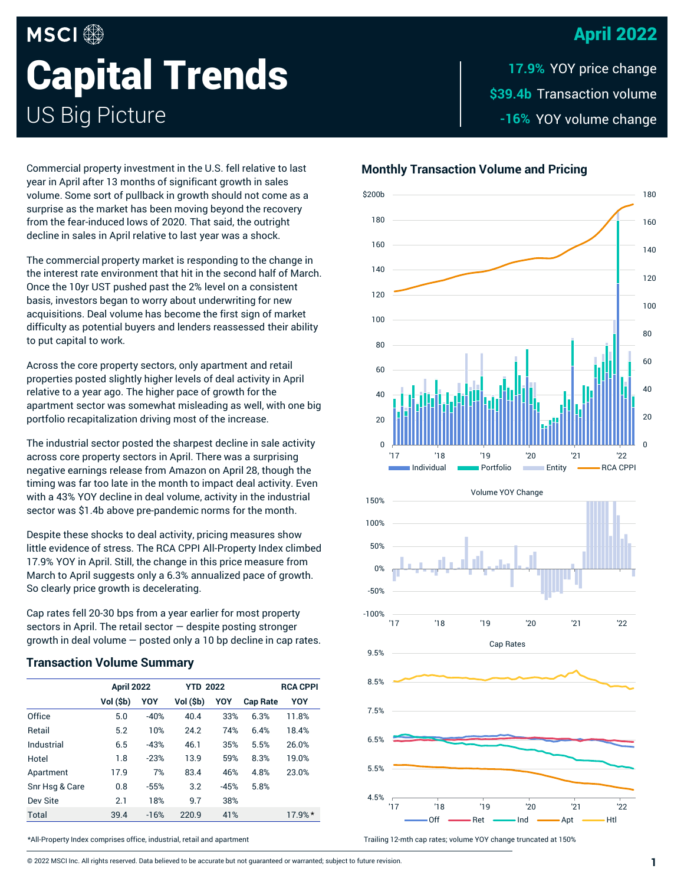MSCI

# Capital Trends

## US Big Picture

**April 2022**

**17.9%** YOY price change

**$39.4b** Transaction volume

**-16%** YOY volume change

Commercial property investment in the U.S. fell relative to last year in April after 13 months of significant growth in sales volume. Some sort of pullback in growth should not come as a surprise as the market has been moving beyond the recovery from the fear-induced lows of 2020. That said, the outright decline in sales in April relative to last year was a shock.

The commercial property market is responding to the change in the interest rate environment that hit in the second half of March. Once the 10yr UST pushed past the 2% level on a consistent basis, investors began to worry about underwriting for new acquisitions. Deal volume has become the first sign of market difficulty as potential buyers and lenders reassessed their ability to put capital to work.

Across the core property sectors, only apartment and retail properties posted slightly higher levels of deal activity in April relative to a year ago. The higher pace of growth for the apartment sector was somewhat misleading as well, with one big portfolio recapitalization driving most of the increase.

The industrial sector posted the sharpest decline in sale activity across core property sectors in April. There was a surprising negative earnings release from Amazon on April 28, though the timing was far too late in the month to impact deal activity. Even with a 43% YOY decline in deal volume, activity in the industrial sector was $1.4b above pre-pandemic norms for the month.

Despite these shocks to deal activity, pricing measures show little evidence of stress. The RCA CPPI All-Property Index climbed 17.9% YOY in April. Still, the change in this price measure from March to April suggests only a 6.3% annualized pace of growth. So clearly price growth is decelerating.

Cap rates fell 20-30 bps from a year earlier for most property sectors in April. The retail sector — despite posting stronger growth in deal volume — posted only a 10 bp decline in cap rates.

### Transaction Volume Summary

| | April 2022 | | YTD 2022 | | | RCA CPPI |
|---|---|---|---|---|---|---|
| | Vol ($b) | YOY | Vol ($b) | YOY | Cap Rate | YOY |
| Office | 5.0 | -40% | 40.4 | 33% | 6.3% | 11.8% |
| Retail | 5.2 | 10% | 24.2 | 74% | 6.4% | 18.4% |
| Industrial | 6.5 | -43% | 46.1 | 35% | 5.5% | 26.0% |
| Hotel | 1.8 | -23% | 13.9 | 59% | 8.3% | 19.0% |
| Apartment | 17.9 | 7% | 83.4 | 46% | 4.8% | 23.0% |
| Snr Hsg & Care | 0.8 | -55% | 3.2 | -45% | 5.8% | |
| Dev Site | 2.1 | 18% | 9.7 | 38% | | |
| Total | 39.4 | -16% | 220.9 | 41% | | 17.9% * |

*All-Property Index comprises office, industrial, retail and apartment

### Monthly Transaction Volume and Pricing

Volume YOY Change

Cap Rates

Trailing 12-mth cap rates; volume YOY change truncated at 150%

© 2022 MSCI Inc. All rights reserved. Data believed to be accurate but not guaranteed or warranted; subject to future revision.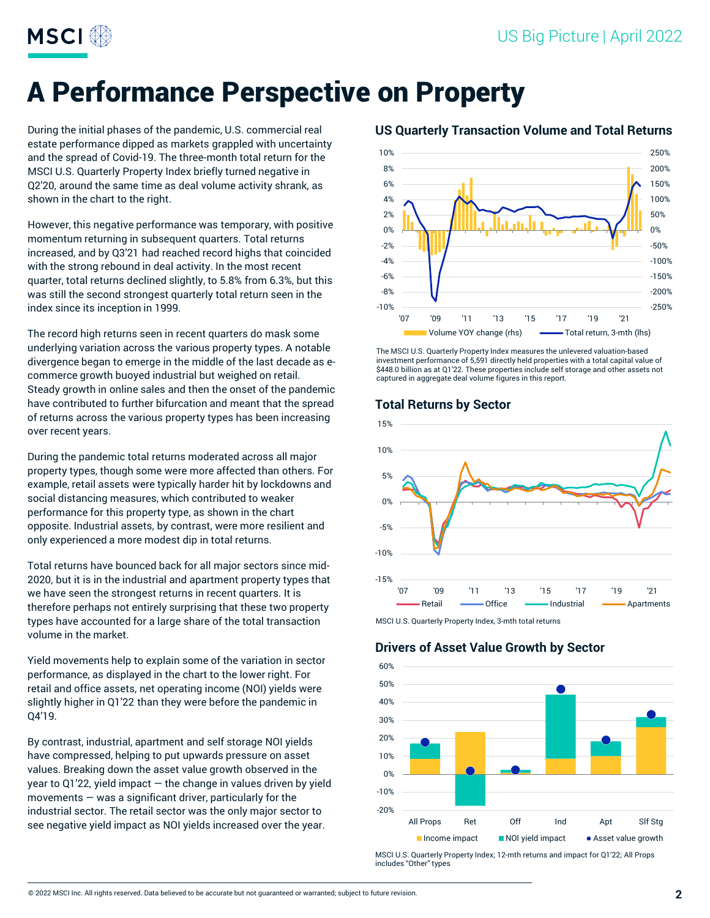# A Performance Perspective on Property

During the initial phases of the pandemic, U.S. commercial real estate performance dipped as markets grappled with uncertainty and the spread of Covid-19. The three-month total return for the MSCI U.S. Quarterly Property Index briefly turned negative in Q2'20, around the same time as deal volume activity shrank, as shown in the chart to the right.

However, this negative performance was temporary, with positive momentum returning in subsequent quarters. Total returns increased, and by Q3'21 had reached record highs that coincided with the strong rebound in deal activity. In the most recent quarter, total returns declined slightly, to 5.8% from 6.3%, but this was still the second strongest quarterly total return seen in the index since its inception in 1999.

The record high returns seen in recent quarters do mask some underlying variation across the various property types. A notable divergence began to emerge in the middle of the last decade as e-commerce growth buoyed industrial but weighed on retail. Steady growth in online sales and then the onset of the pandemic have contributed to further bifurcation and meant that the spread of returns across the various property types has been increasing over recent years.

During the pandemic total returns moderated across all major property types, though some were more affected than others. For example, retail assets were typically harder hit by lockdowns and social distancing measures, which contributed to weaker performance for this property type, as shown in the chart opposite. Industrial assets, by contrast, were more resilient and only experienced a more modest dip in total returns.

Total returns have bounced back for all major sectors since mid-2020, but it is in the industrial and apartment property types that we have seen the strongest returns in recent quarters. It is therefore perhaps not entirely surprising that these two property types have accounted for a large share of the total transaction volume in the market.

Yield movements help to explain some of the variation in sector performance, as displayed in the chart to the lower right. For retail and office assets, net operating income (NOI) yields were slightly higher in Q1'22 than they were before the pandemic in Q4'19.

By contrast, industrial, apartment and self storage NOI yields have compressed, helping to put upwards pressure on asset values. Breaking down the asset value growth observed in the year to Q1'22, yield impact — the change in values driven by yield movements — was a significant driver, particularly for the industrial sector. The retail sector was the only major sector to see negative yield impact as NOI yields increased over the year.

## US Quarterly Transaction Volume and Total Returns

Volume YOY change (rhs) — Total return, 3-mth (lhs)

The MSCI U.S. Quarterly Property Index measures the unlevered valuation-based investment performance of 5,591 directly held properties with a total capital value of $448.0 billion as at Q1'22. These properties include self storage and other assets not captured in aggregate deal volume figures in this report.

## Total Returns by Sector

Retail — Office — Industrial — Apartments

MSCI U.S. Quarterly Property Index, 3-mth total returns

## Drivers of Asset Value Growth by Sector

Income impact — NOI yield impact — Asset value growth

MSCI U.S. Quarterly Property Index; 12-mth returns and impact for Q1'22; All Props includes "Other" types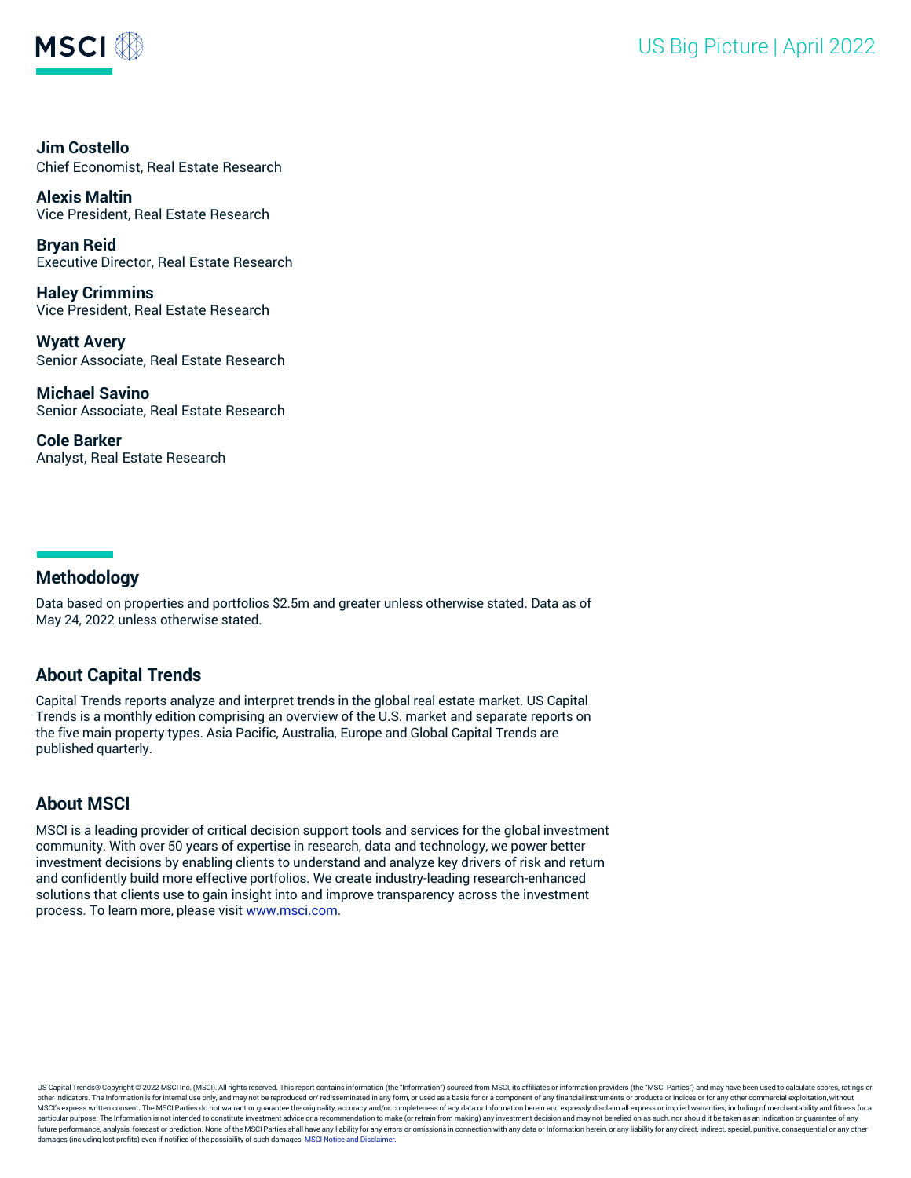**Jim Costello**
Chief Economist, Real Estate Research

**Alexis Maltin**
Vice President, Real Estate Research

**Bryan Reid**
Executive Director, Real Estate Research

**Haley Crimmins**
Vice President, Real Estate Research

**Wyatt Avery**
Senior Associate, Real Estate Research

**Michael Savino**
Senior Associate, Real Estate Research

**Cole Barker**
Analyst, Real Estate Research

## Methodology

Data based on properties and portfolios $2.5m and greater unless otherwise stated. Data as of May 24, 2022 unless otherwise stated.

## About Capital Trends

Capital Trends reports analyze and interpret trends in the global real estate market. US Capital Trends is a monthly edition comprising an overview of the U.S. market and separate reports on the five main property types. Asia Pacific, Australia, Europe and Global Capital Trends are published quarterly.

## About MSCI

MSCI is a leading provider of critical decision support tools and services for the global investment community. With over 50 years of expertise in research, data and technology, we power better investment decisions by enabling clients to understand and analyze key drivers of risk and return and confidently build more effective portfolios. We create industry-leading research-enhanced solutions that clients use to gain insight into and improve transparency across the investment process. To learn more, please visit www.msci.com.

US Capital Trends® Copyright © 2022 MSCI Inc. (MSCI). All rights reserved. This report contains information (the "Information") sourced from MSCI, its affiliates or information providers (the "MSCI Parties") and may have been used to calculate scores, ratings or other indicators. The Information is for internal use only, and may not be reproduced or/ redisseminated in any form, or used as a basis for or a component of any financial instruments or products or indices or for any other commercial exploitation, without MSCI's express written consent. The MSCI Parties do not warrant or guarantee the originality, accuracy and/or completeness of any data or Information herein and expressly disclaim all express or implied warranties, including of merchantability and fitness for a particular purpose. The Information is not intended to constitute investment advice or a recommendation to make (or refrain from making) any investment decision and may not be relied on as such, nor should it be taken as an indication or guarantee of any future performance, analysis, forecast or prediction. None of the MSCI Parties shall have any liability for any errors or omissions in connection with any data or Information herein, or any liability for any direct, indirect, special, punitive, consequential or any other damages (including lost profits) even if notified of the possibility of such damages. MSCI Notice and Disclaimer.